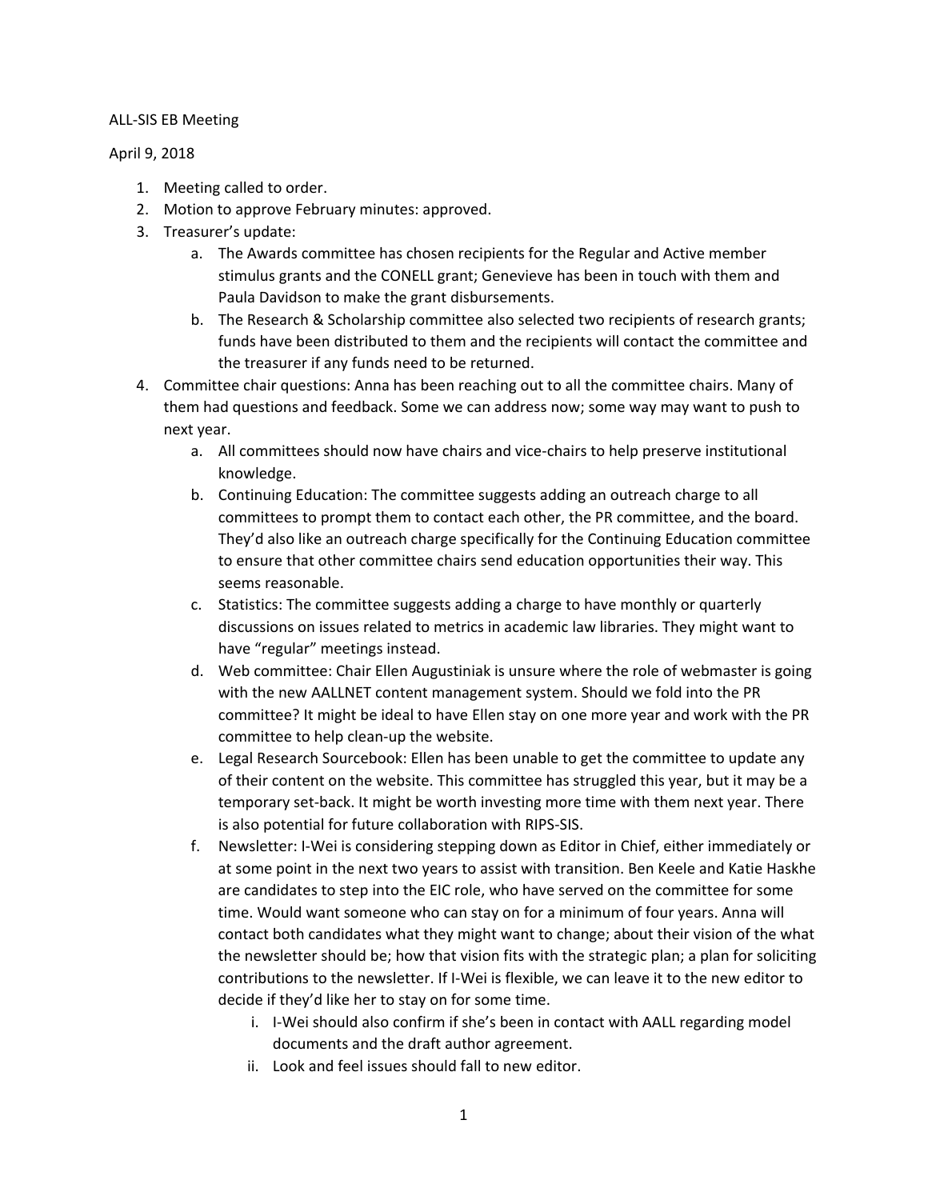ALL-SIS EB Meeting

April 9, 2018

1. Meeting called to order.
2. Motion to approve February minutes: approved.
3. Treasurer's update:
    a. The Awards committee has chosen recipients for the Regular and Active member stimulus grants and the CONELL grant; Genevieve has been in touch with them and Paula Davidson to make the grant disbursements.
    b. The Research & Scholarship committee also selected two recipients of research grants; funds have been distributed to them and the recipients will contact the committee and the treasurer if any funds need to be returned.
4. Committee chair questions: Anna has been reaching out to all the committee chairs. Many of them had questions and feedback. Some we can address now; some way may want to push to next year.
    a. All committees should now have chairs and vice-chairs to help preserve institutional knowledge.
    b. Continuing Education: The committee suggests adding an outreach charge to all committees to prompt them to contact each other, the PR committee, and the board. They'd also like an outreach charge specifically for the Continuing Education committee to ensure that other committee chairs send education opportunities their way. This seems reasonable.
    c. Statistics: The committee suggests adding a charge to have monthly or quarterly discussions on issues related to metrics in academic law libraries. They might want to have "regular" meetings instead.
    d. Web committee: Chair Ellen Augustiniak is unsure where the role of webmaster is going with the new AALLNET content management system. Should we fold into the PR committee? It might be ideal to have Ellen stay on one more year and work with the PR committee to help clean-up the website.
    e. Legal Research Sourcebook: Ellen has been unable to get the committee to update any of their content on the website. This committee has struggled this year, but it may be a temporary set-back. It might be worth investing more time with them next year. There is also potential for future collaboration with RIPS-SIS.
    f. Newsletter: I-Wei is considering stepping down as Editor in Chief, either immediately or at some point in the next two years to assist with transition. Ben Keele and Katie Haskhe are candidates to step into the EIC role, who have served on the committee for some time. Would want someone who can stay on for a minimum of four years. Anna will contact both candidates what they might want to change; about their vision of the what the newsletter should be; how that vision fits with the strategic plan; a plan for soliciting contributions to the newsletter. If I-Wei is flexible, we can leave it to the new editor to decide if they'd like her to stay on for some time.
        i. I-Wei should also confirm if she's been in contact with AALL regarding model documents and the draft author agreement.
        ii. Look and feel issues should fall to new editor.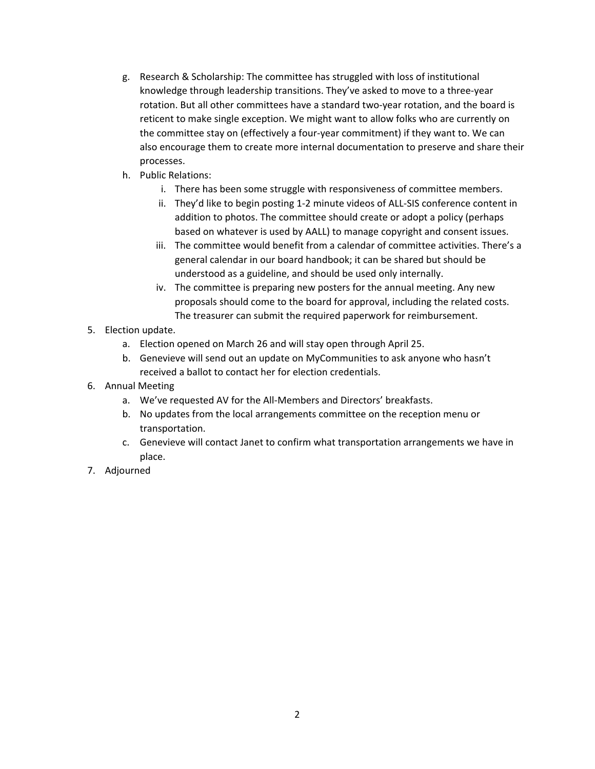g. Research & Scholarship: The committee has struggled with loss of institutional knowledge through leadership transitions. They've asked to move to a three-year rotation. But all other committees have a standard two-year rotation, and the board is reticent to make single exception. We might want to allow folks who are currently on the committee stay on (effectively a four-year commitment) if they want to. We can also encourage them to create more internal documentation to preserve and share their processes.
   h. Public Relations:
      i. There has been some struggle with responsiveness of committee members.
      ii. They'd like to begin posting 1-2 minute videos of ALL-SIS conference content in addition to photos. The committee should create or adopt a policy (perhaps based on whatever is used by AALL) to manage copyright and consent issues.
      iii. The committee would benefit from a calendar of committee activities. There's a general calendar in our board handbook; it can be shared but should be understood as a guideline, and should be used only internally.
      iv. The committee is preparing new posters for the annual meeting. Any new proposals should come to the board for approval, including the related costs. The treasurer can submit the required paperwork for reimbursement.

5. Election update.
   a. Election opened on March 26 and will stay open through April 25.
   b. Genevieve will send out an update on MyCommunities to ask anyone who hasn't received a ballot to contact her for election credentials.
6. Annual Meeting
   a. We've requested AV for the All-Members and Directors' breakfasts.
   b. No updates from the local arrangements committee on the reception menu or transportation.
   c. Genevieve will contact Janet to confirm what transportation arrangements we have in place.
7. Adjourned